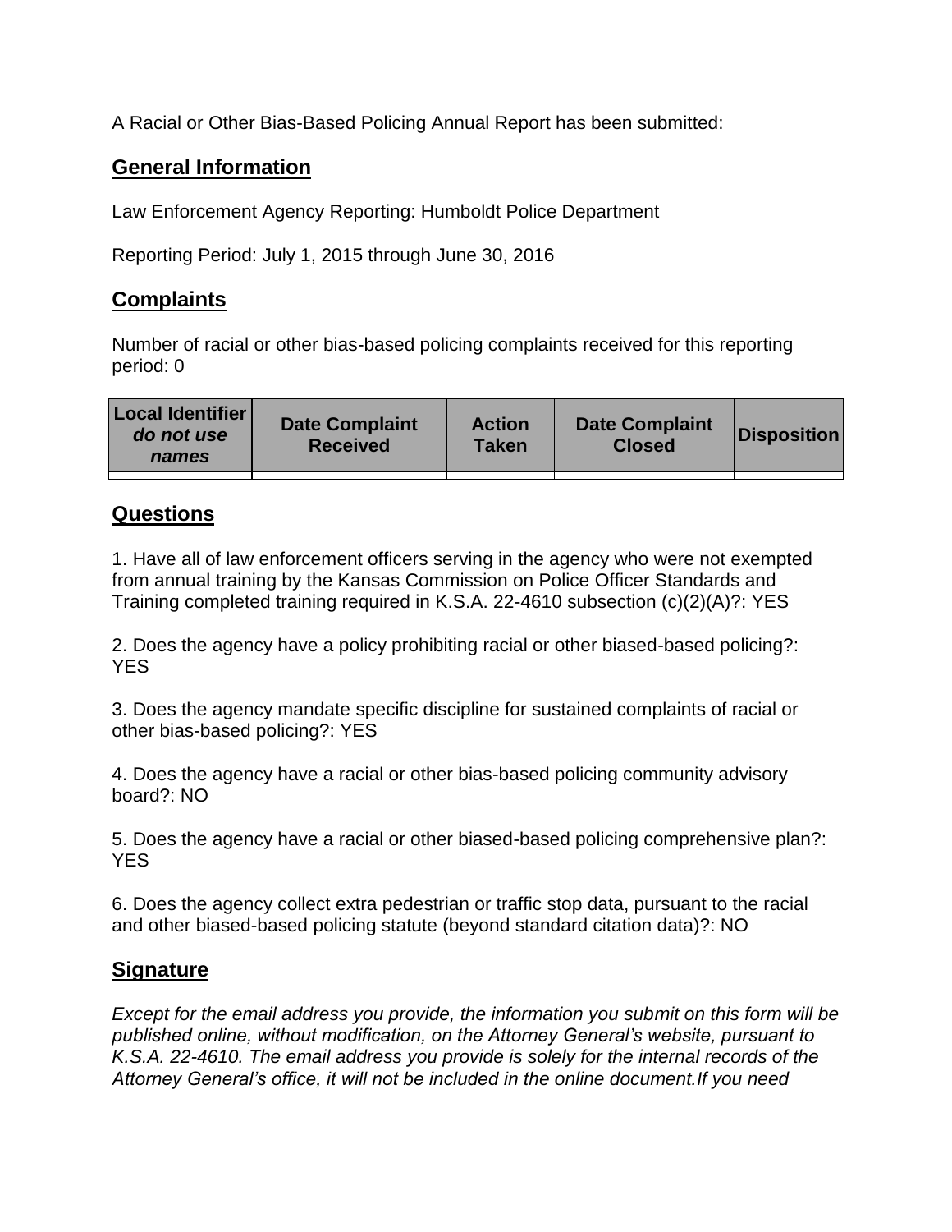A Racial or Other Bias-Based Policing Annual Report has been submitted:

## General Information

Law Enforcement Agency Reporting: Humboldt Police Department

Reporting Period: July 1, 2015 through June 30, 2016

## Complaints

Number of racial or other bias-based policing complaints received for this reporting period: 0

| Local Identifier *do not use names* | Date Complaint Received | Action Taken | Date Complaint Closed | Disposition |
|---|---|---|---|---|
| | | | | |

## Questions

1. Have all of law enforcement officers serving in the agency who were not exempted from annual training by the Kansas Commission on Police Officer Standards and Training completed training required in K.S.A. 22-4610 subsection (c)(2)(A)?: YES

2. Does the agency have a policy prohibiting racial or other biased-based policing?: YES

3. Does the agency mandate specific discipline for sustained complaints of racial or other bias-based policing?: YES

4. Does the agency have a racial or other bias-based policing community advisory board?: NO

5. Does the agency have a racial or other biased-based policing comprehensive plan?: YES

6. Does the agency collect extra pedestrian or traffic stop data, pursuant to the racial and other biased-based policing statute (beyond standard citation data)?: NO

## Signature

*Except for the email address you provide, the information you submit on this form will be published online, without modification, on the Attorney General's website, pursuant to K.S.A. 22-4610. The email address you provide is solely for the internal records of the Attorney General's office, it will not be included in the online document.If you need*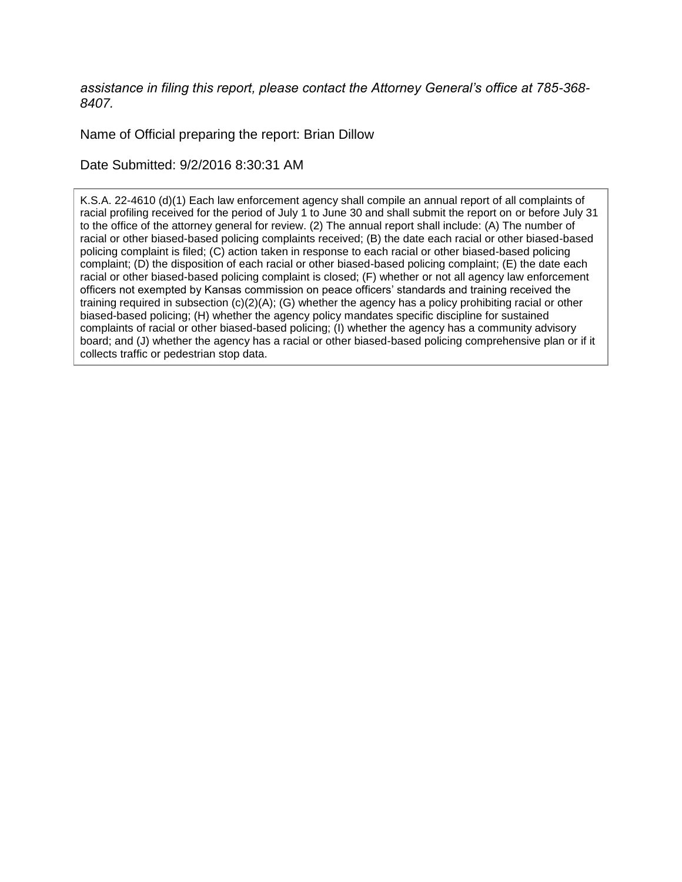*assistance in filing this report, please contact the Attorney General's office at 785-368-8407.*

Name of Official preparing the report: Brian Dillow

Date Submitted: 9/2/2016 8:30:31 AM

K.S.A. 22-4610 (d)(1) Each law enforcement agency shall compile an annual report of all complaints of racial profiling received for the period of July 1 to June 30 and shall submit the report on or before July 31 to the office of the attorney general for review. (2) The annual report shall include: (A) The number of racial or other biased-based policing complaints received; (B) the date each racial or other biased-based policing complaint is filed; (C) action taken in response to each racial or other biased-based policing complaint; (D) the disposition of each racial or other biased-based policing complaint; (E) the date each racial or other biased-based policing complaint is closed; (F) whether or not all agency law enforcement officers not exempted by Kansas commission on peace officers' standards and training received the training required in subsection (c)(2)(A); (G) whether the agency has a policy prohibiting racial or other biased-based policing; (H) whether the agency policy mandates specific discipline for sustained complaints of racial or other biased-based policing; (I) whether the agency has a community advisory board; and (J) whether the agency has a racial or other biased-based policing comprehensive plan or if it collects traffic or pedestrian stop data.